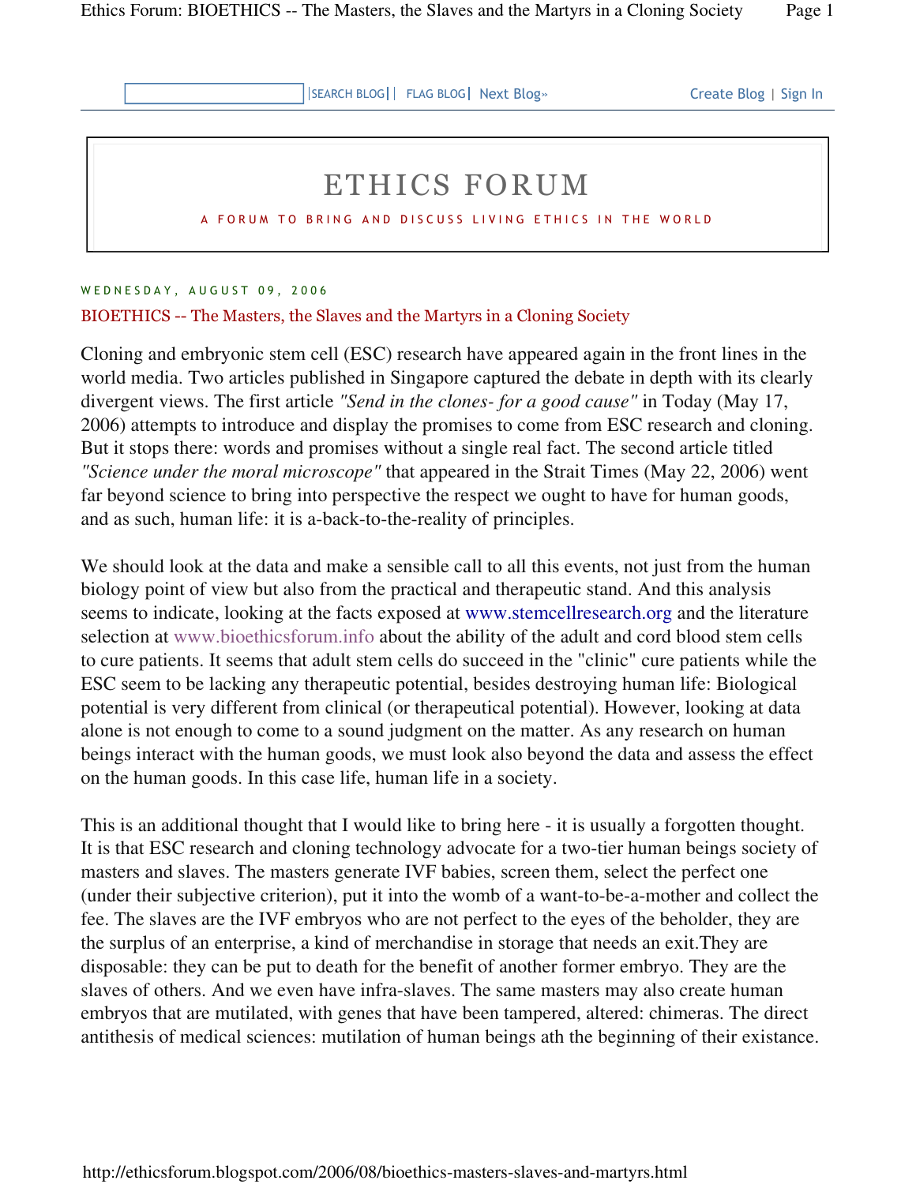# ETHICS FORUM

A FORUM TO BRING AND DISCUSS LIVING ETHICS IN THE WORLD

WEDNESDAY, AUGUST 09, 2006

## BIOETHICS -- The Masters, the Slaves and the Martyrs in a Cloning Society

Cloning and embryonic stem cell (ESC) research have appeared again in the front lines in the world media. Two articles published in Singapore captured the debate in depth with its clearly divergent views. The first article *"Send in the clones- for a good cause"* in Today (May 17, 2006) attempts to introduce and display the promises to come from ESC research and cloning. But it stops there: words and promises without a single real fact. The second article titled *"Science under the moral microscope"* that appeared in the Strait Times (May 22, 2006) went far beyond science to bring into perspective the respect we ought to have for human goods, and as such, human life: it is a-back-to-the-reality of principles.

We should look at the data and make a sensible call to all this events, not just from the human biology point of view but also from the practical and therapeutic stand. And this analysis seems to indicate, looking at the facts exposed at www.stemcellresearch.org and the literature selection at www.bioethicsforum.info about the ability of the adult and cord blood stem cells to cure patients. It seems that adult stem cells do succeed in the "clinic" cure patients while the ESC seem to be lacking any therapeutic potential, besides destroying human life: Biological potential is very different from clinical (or therapeutical potential). However, looking at data alone is not enough to come to a sound judgment on the matter. As any research on human beings interact with the human goods, we must look also beyond the data and assess the effect on the human goods. In this case life, human life in a society.

This is an additional thought that I would like to bring here - it is usually a forgotten thought. It is that ESC research and cloning technology advocate for a two-tier human beings society of masters and slaves. The masters generate IVF babies, screen them, select the perfect one (under their subjective criterion), put it into the womb of a want-to-be-a-mother and collect the fee. The slaves are the IVF embryos who are not perfect to the eyes of the beholder, they are the surplus of an enterprise, a kind of merchandise in storage that needs an exit.They are disposable: they can be put to death for the benefit of another former embryo. They are the slaves of others. And we even have infra-slaves. The same masters may also create human embryos that are mutilated, with genes that have been tampered, altered: chimeras. The direct antithesis of medical sciences: mutilation of human beings ath the beginning of their existance.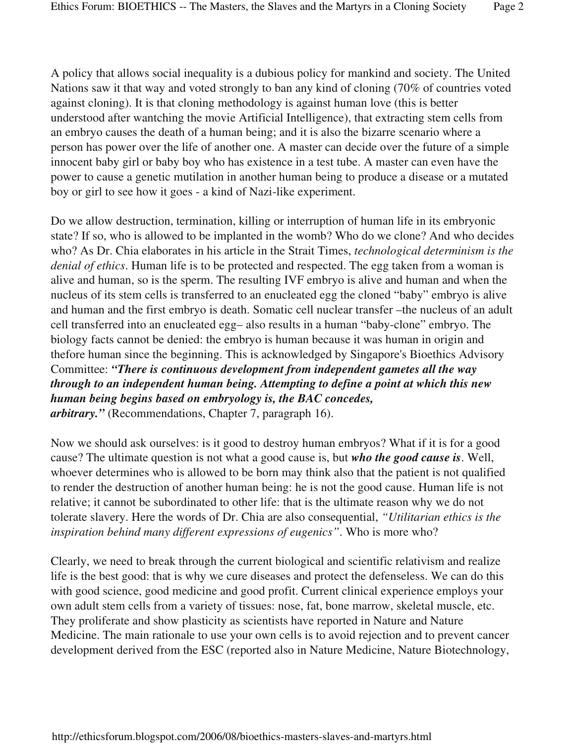A policy that allows social inequality is a dubious policy for mankind and society. The United Nations saw it that way and voted strongly to ban any kind of cloning (70% of countries voted against cloning). It is that cloning methodology is against human love (this is better understood after wantching the movie Artificial Intelligence), that extracting stem cells from an embryo causes the death of a human being; and it is also the bizarre scenario where a person has power over the life of another one. A master can decide over the future of a simple innocent baby girl or baby boy who has existence in a test tube. A master can even have the power to cause a genetic mutilation in another human being to produce a disease or a mutated boy or girl to see how it goes - a kind of Nazi-like experiment.

Do we allow destruction, termination, killing or interruption of human life in its embryonic state? If so, who is allowed to be implanted in the womb? Who do we clone? And who decides who? As Dr. Chia elaborates in his article in the Strait Times, *technological determinism is the denial of ethics*. Human life is to be protected and respected. The egg taken from a woman is alive and human, so is the sperm. The resulting IVF embryo is alive and human and when the nucleus of its stem cells is transferred to an enucleated egg the cloned "baby" embryo is alive and human and the first embryo is death. Somatic cell nuclear transfer –the nucleus of an adult cell transferred into an enucleated egg– also results in a human "baby-clone" embryo. The biology facts cannot be denied: the embryo is human because it was human in origin and thefore human since the beginning. This is acknowledged by Singapore's Bioethics Advisory Committee: ***"There is continuous development from independent gametes all the way through to an independent human being. Attempting to define a point at which this new human being begins based on embryology is, the BAC concedes, arbitrary."*** (Recommendations, Chapter 7, paragraph 16).

Now we should ask ourselves: is it good to destroy human embryos? What if it is for a good cause? The ultimate question is not what a good cause is, but ***who the good cause is***. Well, whoever determines who is allowed to be born may think also that the patient is not qualified to render the destruction of another human being: he is not the good cause. Human life is not relative; it cannot be subordinated to other life: that is the ultimate reason why we do not tolerate slavery. Here the words of Dr. Chia are also consequential, *"Utilitarian ethics is the inspiration behind many different expressions of eugenics"*. Who is more who?

Clearly, we need to break through the current biological and scientific relativism and realize life is the best good: that is why we cure diseases and protect the defenseless. We can do this with good science, good medicine and good profit. Current clinical experience employs your own adult stem cells from a variety of tissues: nose, fat, bone marrow, skeletal muscle, etc. They proliferate and show plasticity as scientists have reported in Nature and Nature Medicine. The main rationale to use your own cells is to avoid rejection and to prevent cancer development derived from the ESC (reported also in Nature Medicine, Nature Biotechnology,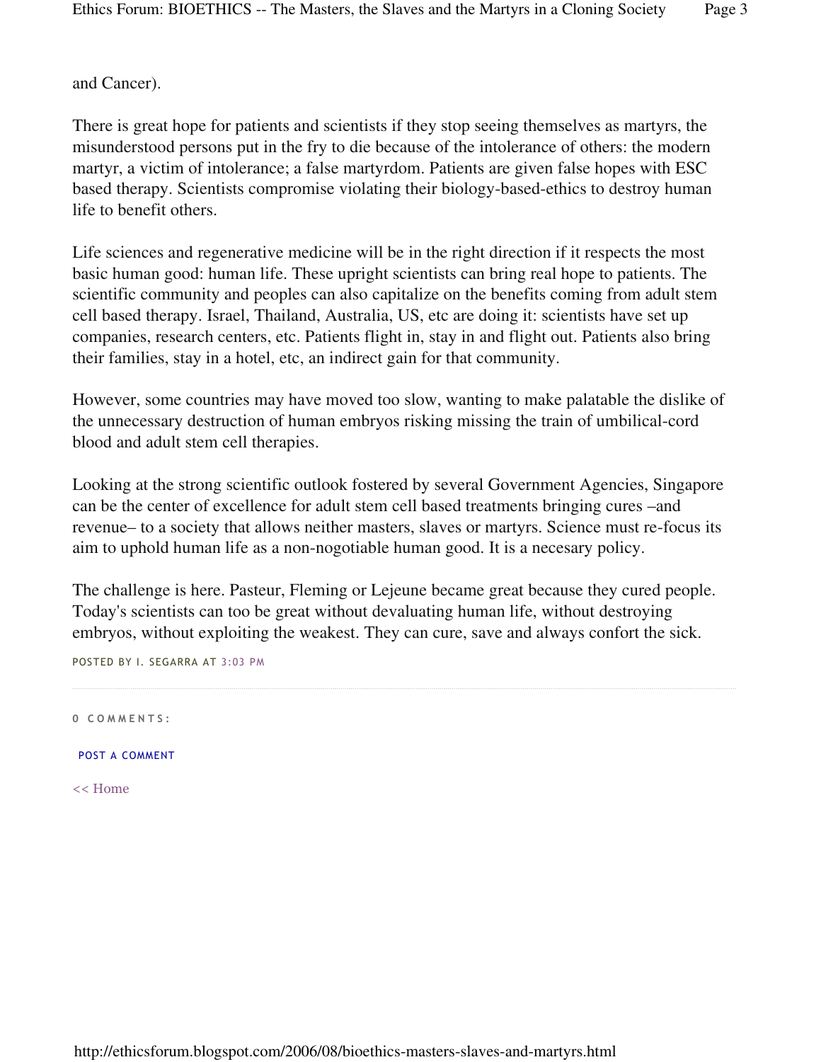and Cancer).

There is great hope for patients and scientists if they stop seeing themselves as martyrs, the misunderstood persons put in the fry to die because of the intolerance of others: the modern martyr, a victim of intolerance; a false martyrdom. Patients are given false hopes with ESC based therapy. Scientists compromise violating their biology-based-ethics to destroy human life to benefit others.

Life sciences and regenerative medicine will be in the right direction if it respects the most basic human good: human life. These upright scientists can bring real hope to patients. The scientific community and peoples can also capitalize on the benefits coming from adult stem cell based therapy. Israel, Thailand, Australia, US, etc are doing it: scientists have set up companies, research centers, etc. Patients flight in, stay in and flight out. Patients also bring their families, stay in a hotel, etc, an indirect gain for that community.

However, some countries may have moved too slow, wanting to make palatable the dislike of the unnecessary destruction of human embryos risking missing the train of umbilical-cord blood and adult stem cell therapies.

Looking at the strong scientific outlook fostered by several Government Agencies, Singapore can be the center of excellence for adult stem cell based treatments bringing cures –and revenue– to a society that allows neither masters, slaves or martyrs. Science must re-focus its aim to uphold human life as a non-nogotiable human good. It is a necesary policy.

The challenge is here. Pasteur, Fleming or Lejeune became great because they cured people. Today's scientists can too be great without devaluating human life, without destroying embryos, without exploiting the weakest. They can cure, save and always confort the sick.

POSTED BY I. SEGARRA AT 3:03 PM

0 COMMENTS:

POST A COMMENT

<< Home